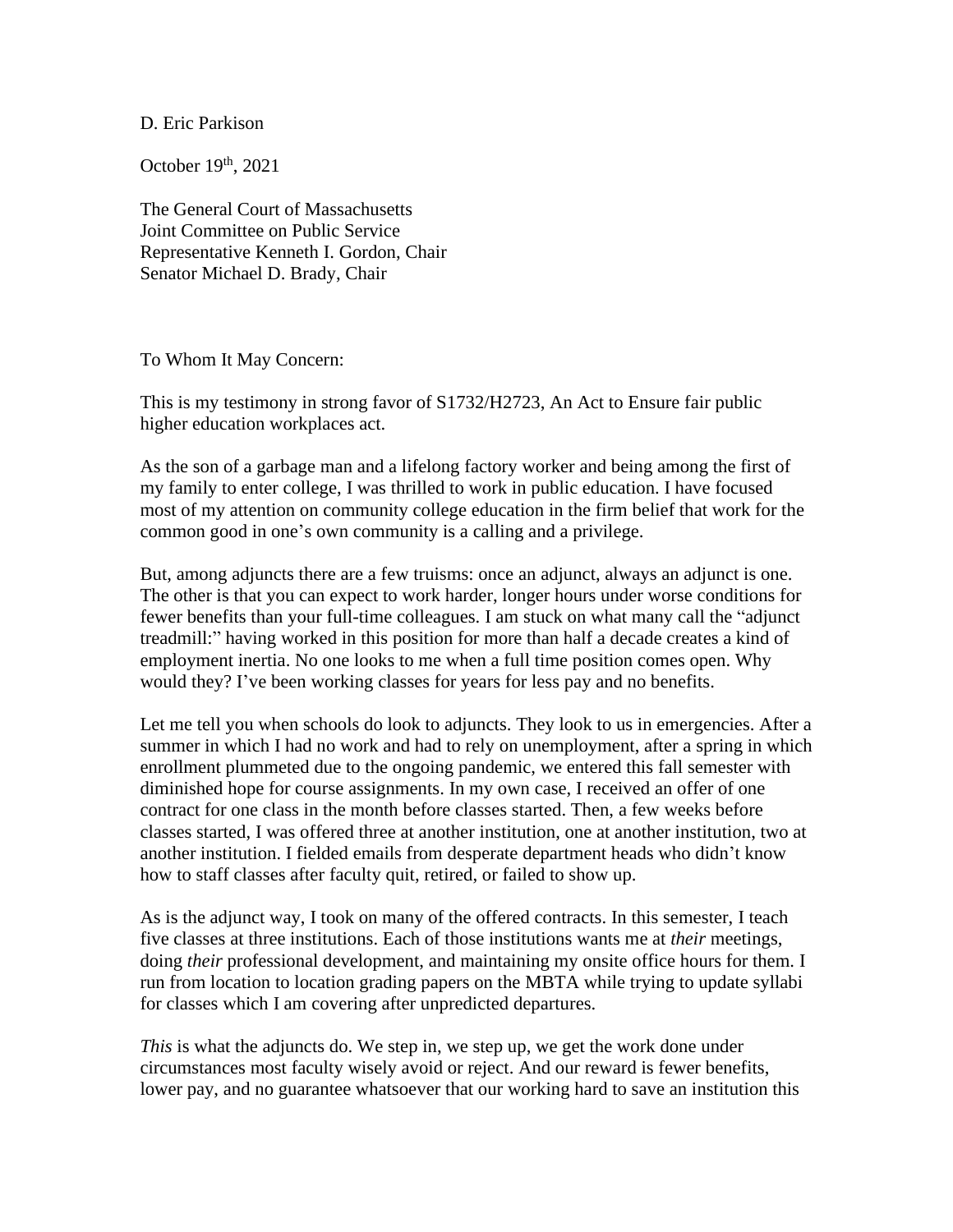D. Eric Parkison

October 19th, 2021

The General Court of Massachusetts
Joint Committee on Public Service
Representative Kenneth I. Gordon, Chair
Senator Michael D. Brady, Chair

To Whom It May Concern:

This is my testimony in strong favor of S1732/H2723, An Act to Ensure fair public higher education workplaces act.

As the son of a garbage man and a lifelong factory worker and being among the first of my family to enter college, I was thrilled to work in public education. I have focused most of my attention on community college education in the firm belief that work for the common good in one's own community is a calling and a privilege.

But, among adjuncts there are a few truisms: once an adjunct, always an adjunct is one. The other is that you can expect to work harder, longer hours under worse conditions for fewer benefits than your full-time colleagues. I am stuck on what many call the "adjunct treadmill:" having worked in this position for more than half a decade creates a kind of employment inertia. No one looks to me when a full time position comes open. Why would they? I've been working classes for years for less pay and no benefits.

Let me tell you when schools do look to adjuncts. They look to us in emergencies. After a summer in which I had no work and had to rely on unemployment, after a spring in which enrollment plummeted due to the ongoing pandemic, we entered this fall semester with diminished hope for course assignments. In my own case, I received an offer of one contract for one class in the month before classes started. Then, a few weeks before classes started, I was offered three at another institution, one at another institution, two at another institution. I fielded emails from desperate department heads who didn't know how to staff classes after faculty quit, retired, or failed to show up.

As is the adjunct way, I took on many of the offered contracts. In this semester, I teach five classes at three institutions. Each of those institutions wants me at *their* meetings, doing *their* professional development, and maintaining my onsite office hours for them. I run from location to location grading papers on the MBTA while trying to update syllabi for classes which I am covering after unpredicted departures.

*This* is what the adjuncts do. We step in, we step up, we get the work done under circumstances most faculty wisely avoid or reject. And our reward is fewer benefits, lower pay, and no guarantee whatsoever that our working hard to save an institution this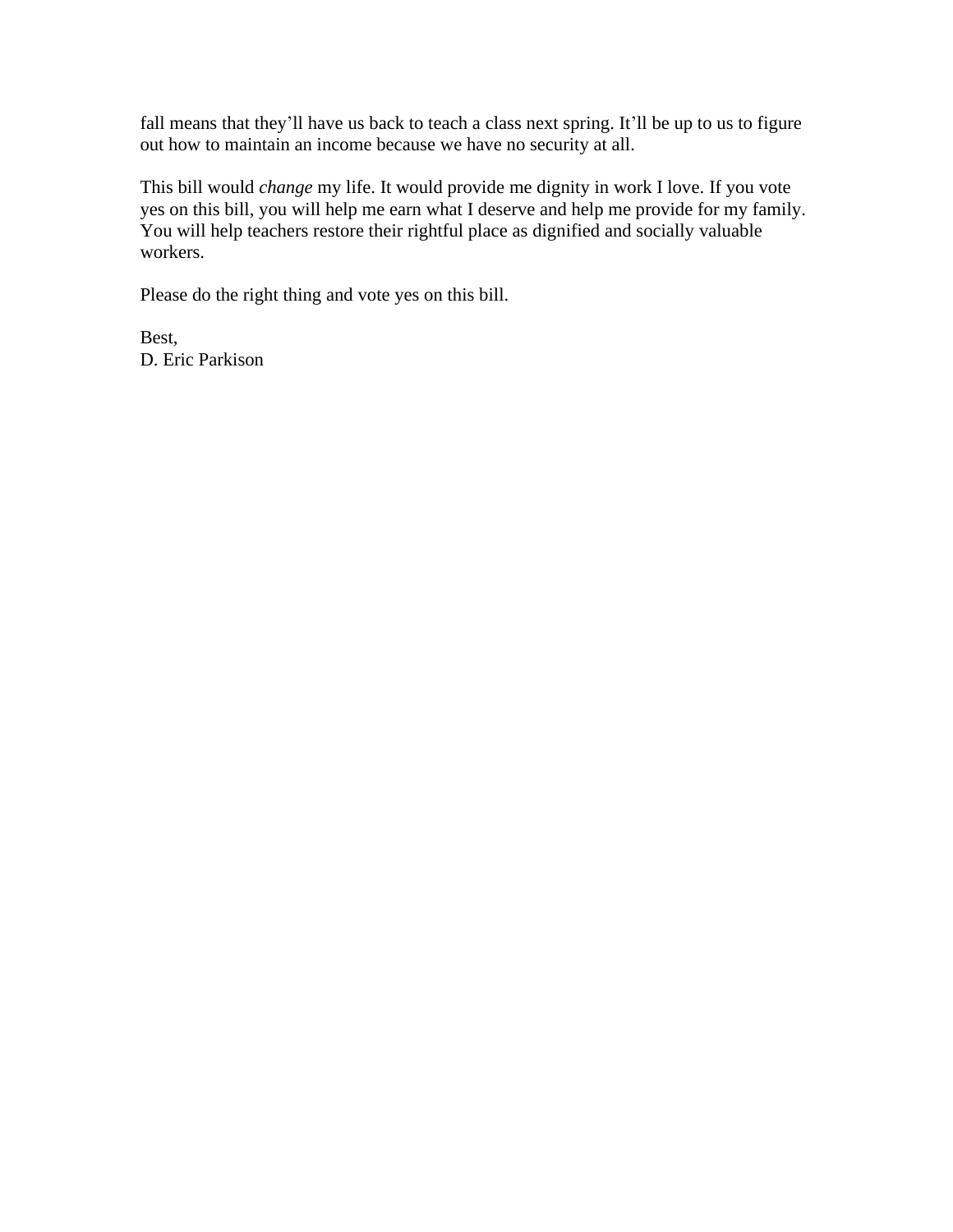fall means that they'll have us back to teach a class next spring. It'll be up to us to figure out how to maintain an income because we have no security at all.

This bill would *change* my life. It would provide me dignity in work I love. If you vote yes on this bill, you will help me earn what I deserve and help me provide for my family. You will help teachers restore their rightful place as dignified and socially valuable workers.

Please do the right thing and vote yes on this bill.

Best,
D. Eric Parkison